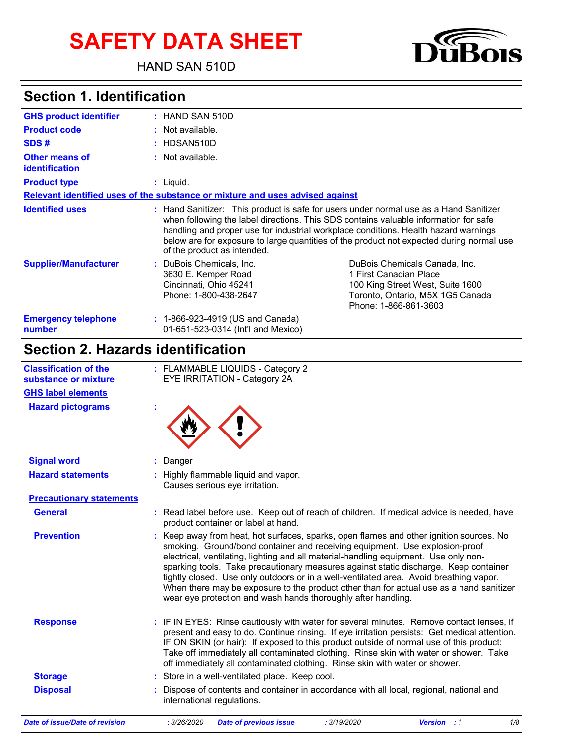# SAFETY DATA SHEET

HAND SAN 510D

## Section 1. Identification

| | |
|---|---|
| **GHS product identifier** | : HAND SAN 510D |
| **Product code** | : Not available. |
| **SDS #** | : HDSAN510D |
| **Other means of identification** | : Not available. |
| **Product type** | : Liquid. |

**Relevant identified uses of the substance or mixture and uses advised against**

| | |
|---|---|
| **Identified uses** | : Hand Sanitizer: This product is safe for users under normal use as a Hand Sanitizer when following the label directions. This SDS contains valuable information for safe handling and proper use for industrial workplace conditions. Health hazard warnings below are for exposure to large quantities of the product not expected during normal use of the product as intended. |
| **Supplier/Manufacturer** | : DuBois Chemicals, Inc. 3630 E. Kemper Road Cincinnati, Ohio 45241 Phone: 1-800-438-2647<br>DuBois Chemicals Canada, Inc. 1 First Canadian Place 100 King Street West, Suite 1600 Toronto, Ontario, M5X 1G5 Canada Phone: 1-866-861-3603 |
| **Emergency telephone number** | : 1-866-923-4919 (US and Canada)<br>01-651-523-0314 (Int'l and Mexico) |

## Section 2. Hazards identification

| | |
|---|---|
| **Classification of the substance or mixture** | : FLAMMABLE LIQUIDS - Category 2<br>EYE IRRITATION - Category 2A |

**GHS label elements**

| | |
|---|---|
| **Hazard pictograms** | : |
| **Signal word** | : Danger |
| **Hazard statements** | : Highly flammable liquid and vapor.<br>Causes serious eye irritation. |

**Precautionary statements**

| | |
|---|---|
| **General** | : Read label before use. Keep out of reach of children. If medical advice is needed, have product container or label at hand. |
| **Prevention** | : Keep away from heat, hot surfaces, sparks, open flames and other ignition sources. No smoking. Ground/bond container and receiving equipment. Use explosion-proof electrical, ventilating, lighting and all material-handling equipment. Use only non-sparking tools. Take precautionary measures against static discharge. Keep container tightly closed. Use only outdoors or in a well-ventilated area. Avoid breathing vapor. When there may be exposure to the product other than for actual use as a hand sanitizer wear eye protection and wash hands thoroughly after handling. |
| **Response** | : IF IN EYES: Rinse cautiously with water for several minutes. Remove contact lenses, if present and easy to do. Continue rinsing. If eye irritation persists: Get medical attention. IF ON SKIN (or hair): If exposed to this product outside of normal use of this product: Take off immediately all contaminated clothing. Rinse skin with water or shower. Take off immediately all contaminated clothing. Rinse skin with water or shower. |
| **Storage** | : Store in a well-ventilated place. Keep cool. |
| **Disposal** | : Dispose of contents and container in accordance with all local, regional, national and international regulations. |

*Date of issue/Date of revision : 3/26/2020 Date of previous issue : 3/19/2020 Version : 1*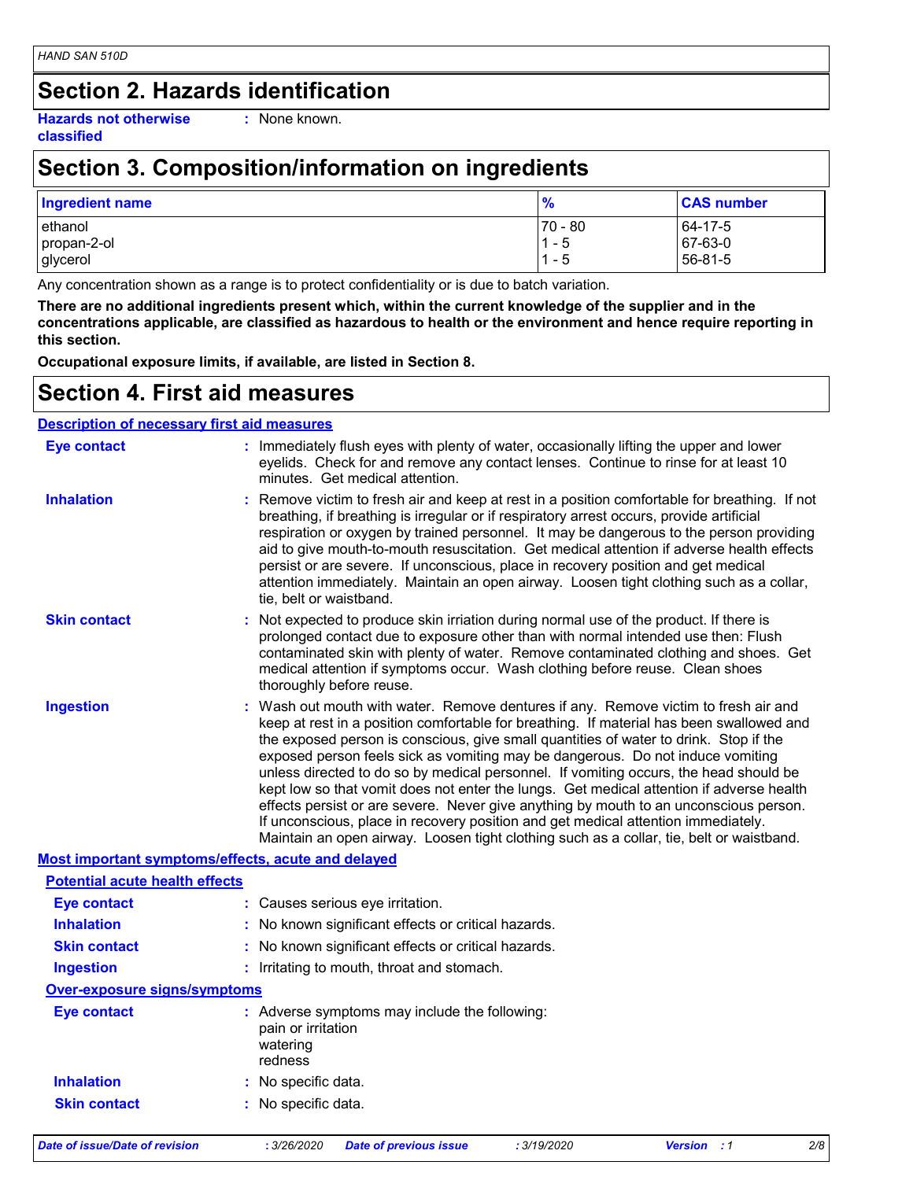## Section 2. Hazards identification

**Hazards not otherwise classified** : None known.

## Section 3. Composition/information on ingredients

| Ingredient name | % | CAS number |
|---|---|---|
| ethanol | 70 - 80 | 64-17-5 |
| propan-2-ol | 1 - 5 | 67-63-0 |
| glycerol | 1 - 5 | 56-81-5 |

Any concentration shown as a range is to protect confidentiality or is due to batch variation.

**There are no additional ingredients present which, within the current knowledge of the supplier and in the concentrations applicable, are classified as hazardous to health or the environment and hence require reporting in this section.**

**Occupational exposure limits, if available, are listed in Section 8.**

## Section 4. First aid measures

### Description of necessary first aid measures

**Eye contact** : Immediately flush eyes with plenty of water, occasionally lifting the upper and lower eyelids. Check for and remove any contact lenses. Continue to rinse for at least 10 minutes. Get medical attention.

**Inhalation** : Remove victim to fresh air and keep at rest in a position comfortable for breathing. If not breathing, if breathing is irregular or if respiratory arrest occurs, provide artificial respiration or oxygen by trained personnel. It may be dangerous to the person providing aid to give mouth-to-mouth resuscitation. Get medical attention if adverse health effects persist or are severe. If unconscious, place in recovery position and get medical attention immediately. Maintain an open airway. Loosen tight clothing such as a collar, tie, belt or waistband.

**Skin contact** : Not expected to produce skin iriation during normal use of the product. If there is prolonged contact due to exposure other than with normal intended use then: Flush contaminated skin with plenty of water. Remove contaminated clothing and shoes. Get medical attention if symptoms occur. Wash clothing before reuse. Clean shoes thoroughly before reuse.

**Ingestion** : Wash out mouth with water. Remove dentures if any. Remove victim to fresh air and keep at rest in a position comfortable for breathing. If material has been swallowed and the exposed person is conscious, give small quantities of water to drink. Stop if the exposed person feels sick as vomiting may be dangerous. Do not induce vomiting unless directed to do so by medical personnel. If vomiting occurs, the head should be kept low so that vomit does not enter the lungs. Get medical attention if adverse health effects persist or are severe. Never give anything by mouth to an unconscious person. If unconscious, place in recovery position and get medical attention immediately. Maintain an open airway. Loosen tight clothing such as a collar, tie, belt or waistband.

### Most important symptoms/effects, acute and delayed

#### Potential acute health effects

**Eye contact** : Causes serious eye irritation.

**Inhalation** : No known significant effects or critical hazards.

**Skin contact** : No known significant effects or critical hazards.

**Ingestion** : Irritating to mouth, throat and stomach.

#### Over-exposure signs/symptoms

**Eye contact** : Adverse symptoms may include the following:
pain or irritation
watering
redness

**Inhalation** : No specific data.

**Skin contact** : No specific data.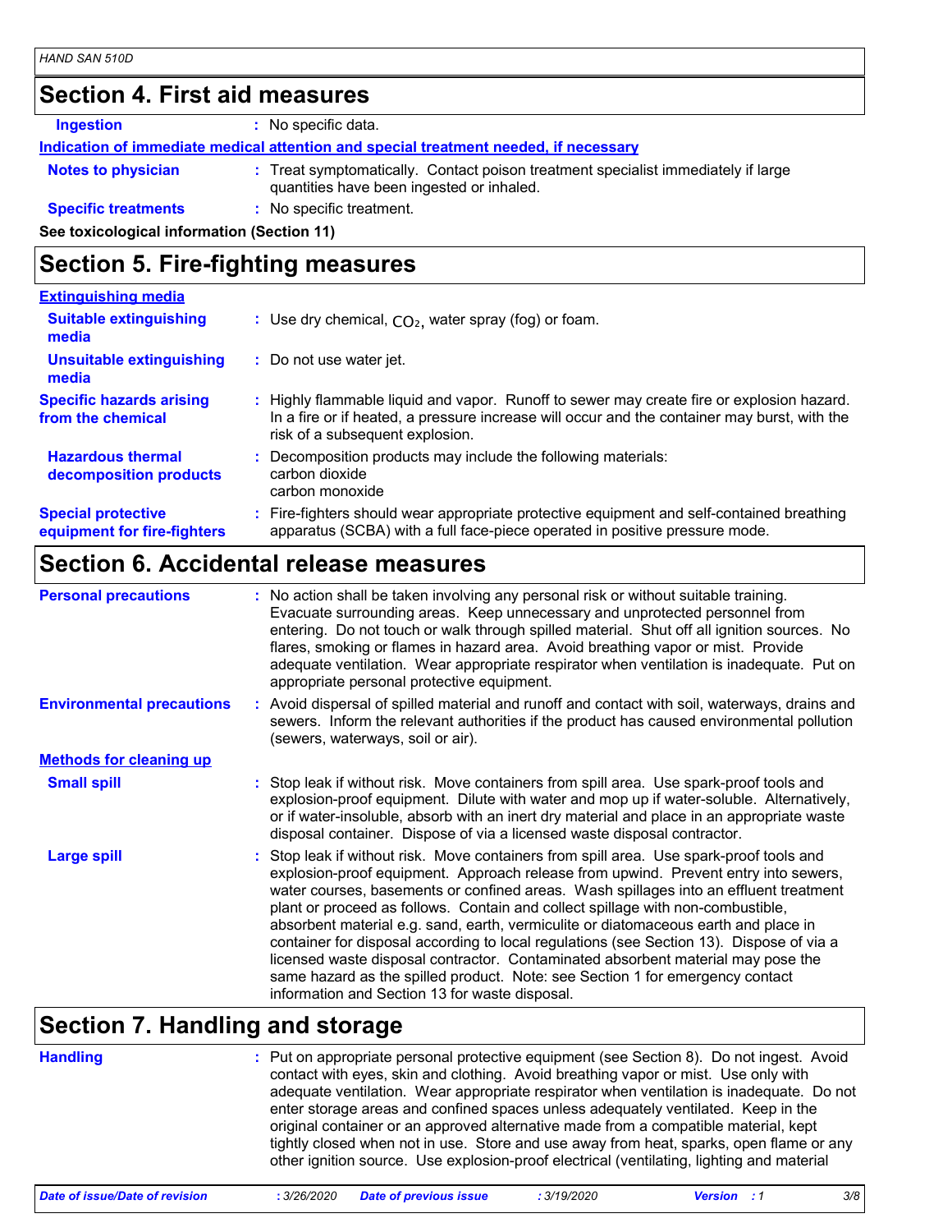## Section 4. First aid measures

**Ingestion** : No specific data.

**Indication of immediate medical attention and special treatment needed, if necessary**

**Notes to physician** : Treat symptomatically. Contact poison treatment specialist immediately if large quantities have been ingested or inhaled.

**Specific treatments** : No specific treatment.

**See toxicological information (Section 11)**

## Section 5. Fire-fighting measures

**Extinguishing media**

**Suitable extinguishing media** : Use dry chemical, $CO_2$, water spray (fog) or foam.

**Unsuitable extinguishing media** : Do not use water jet.

**Specific hazards arising from the chemical** : Highly flammable liquid and vapor. Runoff to sewer may create fire or explosion hazard. In a fire or if heated, a pressure increase will occur and the container may burst, with the risk of a subsequent explosion.

**Hazardous thermal decomposition products** : Decomposition products may include the following materials:
carbon dioxide
carbon monoxide

**Special protective equipment for fire-fighters** : Fire-fighters should wear appropriate protective equipment and self-contained breathing apparatus (SCBA) with a full face-piece operated in positive pressure mode.

## Section 6. Accidental release measures

**Personal precautions** : No action shall be taken involving any personal risk or without suitable training. Evacuate surrounding areas. Keep unnecessary and unprotected personnel from entering. Do not touch or walk through spilled material. Shut off all ignition sources. No flares, smoking or flames in hazard area. Avoid breathing vapor or mist. Provide adequate ventilation. Wear appropriate respirator when ventilation is inadequate. Put on appropriate personal protective equipment.

**Environmental precautions** : Avoid dispersal of spilled material and runoff and contact with soil, waterways, drains and sewers. Inform the relevant authorities if the product has caused environmental pollution (sewers, waterways, soil or air).

**Methods for cleaning up**

**Small spill** : Stop leak if without risk. Move containers from spill area. Use spark-proof tools and explosion-proof equipment. Dilute with water and mop up if water-soluble. Alternatively, or if water-insoluble, absorb with an inert dry material and place in an appropriate waste disposal container. Dispose of via a licensed waste disposal contractor.

**Large spill** : Stop leak if without risk. Move containers from spill area. Use spark-proof tools and explosion-proof equipment. Approach release from upwind. Prevent entry into sewers, water courses, basements or confined areas. Wash spillages into an effluent treatment plant or proceed as follows. Contain and collect spillage with non-combustible, absorbent material e.g. sand, earth, vermiculite or diatomaceous earth and place in container for disposal according to local regulations (see Section 13). Dispose of via a licensed waste disposal contractor. Contaminated absorbent material may pose the same hazard as the spilled product. Note: see Section 1 for emergency contact information and Section 13 for waste disposal.

## Section 7. Handling and storage

**Handling** : Put on appropriate personal protective equipment (see Section 8). Do not ingest. Avoid contact with eyes, skin and clothing. Avoid breathing vapor or mist. Use only with adequate ventilation. Wear appropriate respirator when ventilation is inadequate. Do not enter storage areas and confined spaces unless adequately ventilated. Keep in the original container or an approved alternative made from a compatible material, kept tightly closed when not in use. Store and use away from heat, sparks, open flame or any other ignition source. Use explosion-proof electrical (ventilating, lighting and material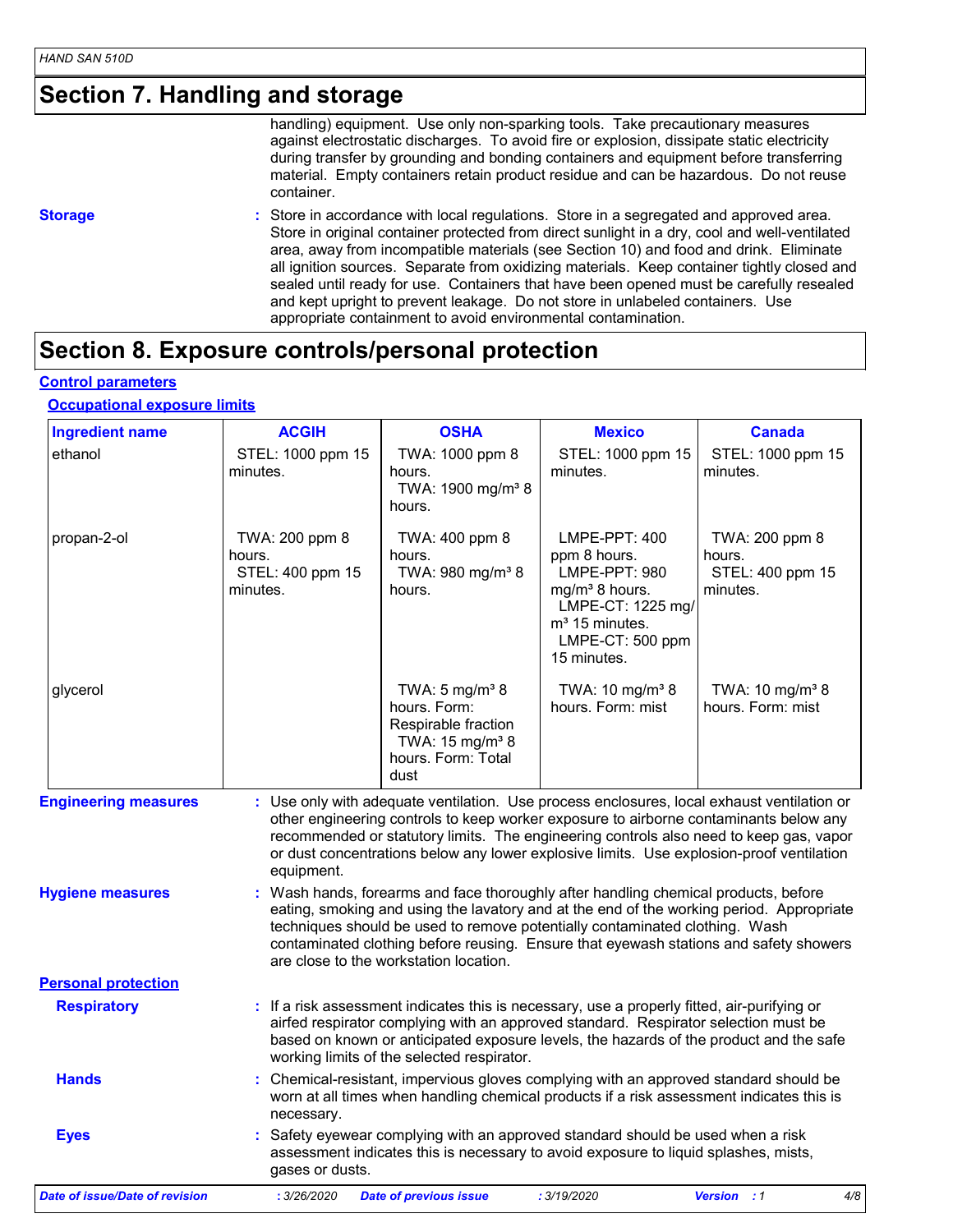## Section 7. Handling and storage

handling) equipment. Use only non-sparking tools. Take precautionary measures against electrostatic discharges. To avoid fire or explosion, dissipate static electricity during transfer by grounding and bonding containers and equipment before transferring material. Empty containers retain product residue and can be hazardous. Do not reuse container.

**Storage** : Store in accordance with local regulations. Store in a segregated and approved area. Store in original container protected from direct sunlight in a dry, cool and well-ventilated area, away from incompatible materials (see Section 10) and food and drink. Eliminate all ignition sources. Separate from oxidizing materials. Keep container tightly closed and sealed until ready for use. Containers that have been opened must be carefully resealed and kept upright to prevent leakage. Do not store in unlabeled containers. Use appropriate containment to avoid environmental contamination.

## Section 8. Exposure controls/personal protection

### Control parameters

#### Occupational exposure limits

| Ingredient name | ACGIH | OSHA | Mexico | Canada |
|---|---|---|---|---|
| ethanol | STEL: 1000 ppm 15 minutes. | TWA: 1000 ppm 8 hours. TWA: 1900 mg/m³ 8 hours. | STEL: 1000 ppm 15 minutes. | STEL: 1000 ppm 15 minutes. |
| propan-2-ol | TWA: 200 ppm 8 hours. STEL: 400 ppm 15 minutes. | TWA: 400 ppm 8 hours. TWA: 980 mg/m³ 8 hours. | LMPE-PPT: 400 ppm 8 hours. LMPE-PPT: 980 mg/m³ 8 hours. LMPE-CT: 1225 mg/m³ 15 minutes. LMPE-CT: 500 ppm 15 minutes. | TWA: 200 ppm 8 hours. STEL: 400 ppm 15 minutes. |
| glycerol | | TWA: 5 mg/m³ 8 hours. Form: Respirable fraction TWA: 15 mg/m³ 8 hours. Form: Total dust | TWA: 10 mg/m³ 8 hours. Form: mist | TWA: 10 mg/m³ 8 hours. Form: mist |

**Engineering measures** : Use only with adequate ventilation. Use process enclosures, local exhaust ventilation or other engineering controls to keep worker exposure to airborne contaminants below any recommended or statutory limits. The engineering controls also need to keep gas, vapor or dust concentrations below any lower explosive limits. Use explosion-proof ventilation equipment.

**Hygiene measures** : Wash hands, forearms and face thoroughly after handling chemical products, before eating, smoking and using the lavatory and at the end of the working period. Appropriate techniques should be used to remove potentially contaminated clothing. Wash contaminated clothing before reusing. Ensure that eyewash stations and safety showers are close to the workstation location.

### Personal protection

**Respiratory** : If a risk assessment indicates this is necessary, use a properly fitted, air-purifying or airfed respirator complying with an approved standard. Respirator selection must be based on known or anticipated exposure levels, the hazards of the product and the safe working limits of the selected respirator.

**Hands** : Chemical-resistant, impervious gloves complying with an approved standard should be worn at all times when handling chemical products if a risk assessment indicates this is necessary.

**Eyes** : Safety eyewear complying with an approved standard should be used when a risk assessment indicates this is necessary to avoid exposure to liquid splashes, mists, gases or dusts.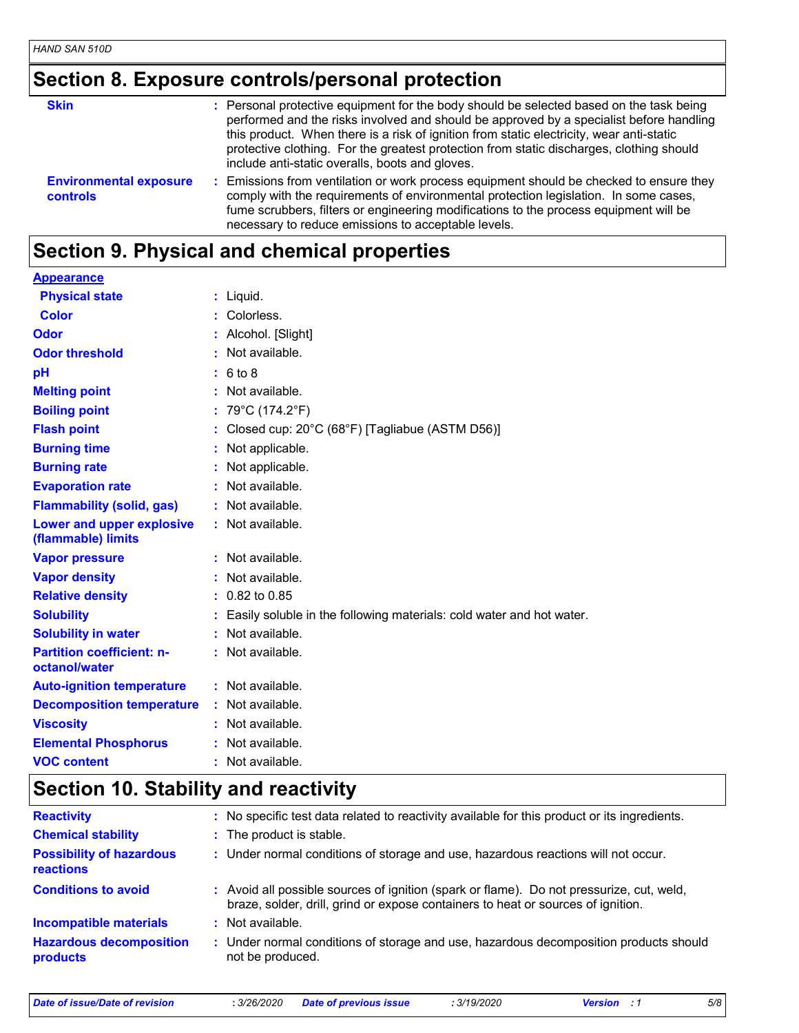## Section 8. Exposure controls/personal protection

| | |
|---|---|
| **Skin** | : Personal protective equipment for the body should be selected based on the task being performed and the risks involved and should be approved by a specialist before handling this product. When there is a risk of ignition from static electricity, wear anti-static protective clothing. For the greatest protection from static discharges, clothing should include anti-static overalls, boots and gloves. |
| **Environmental exposure controls** | : Emissions from ventilation or work process equipment should be checked to ensure they comply with the requirements of environmental protection legislation. In some cases, fume scrubbers, filters or engineering modifications to the process equipment will be necessary to reduce emissions to acceptable levels. |

## Section 9. Physical and chemical properties

**Appearance**

| | |
|---|---|
| **Physical state** | : Liquid. |
| **Color** | : Colorless. |
| **Odor** | : Alcohol. [Slight] |
| **Odor threshold** | : Not available. |
| **pH** | : 6 to 8 |
| **Melting point** | : Not available. |
| **Boiling point** | : 79°C (174.2°F) |
| **Flash point** | : Closed cup: 20°C (68°F) [Tagliabue (ASTM D56)] |
| **Burning time** | : Not applicable. |
| **Burning rate** | : Not applicable. |
| **Evaporation rate** | : Not available. |
| **Flammability (solid, gas)** | : Not available. |
| **Lower and upper explosive (flammable) limits** | : Not available. |
| **Vapor pressure** | : Not available. |
| **Vapor density** | : Not available. |
| **Relative density** | : 0.82 to 0.85 |
| **Solubility** | : Easily soluble in the following materials: cold water and hot water. |
| **Solubility in water** | : Not available. |
| **Partition coefficient: n-octanol/water** | : Not available. |
| **Auto-ignition temperature** | : Not available. |
| **Decomposition temperature** | : Not available. |
| **Viscosity** | : Not available. |
| **Elemental Phosphorus** | : Not available. |
| **VOC content** | : Not available. |

## Section 10. Stability and reactivity

| | |
|---|---|
| **Reactivity** | : No specific test data related to reactivity available for this product or its ingredients. |
| **Chemical stability** | : The product is stable. |
| **Possibility of hazardous reactions** | : Under normal conditions of storage and use, hazardous reactions will not occur. |
| **Conditions to avoid** | : Avoid all possible sources of ignition (spark or flame). Do not pressurize, cut, weld, braze, solder, drill, grind or expose containers to heat or sources of ignition. |
| **Incompatible materials** | : Not available. |
| **Hazardous decomposition products** | : Under normal conditions of storage and use, hazardous decomposition products should not be produced. |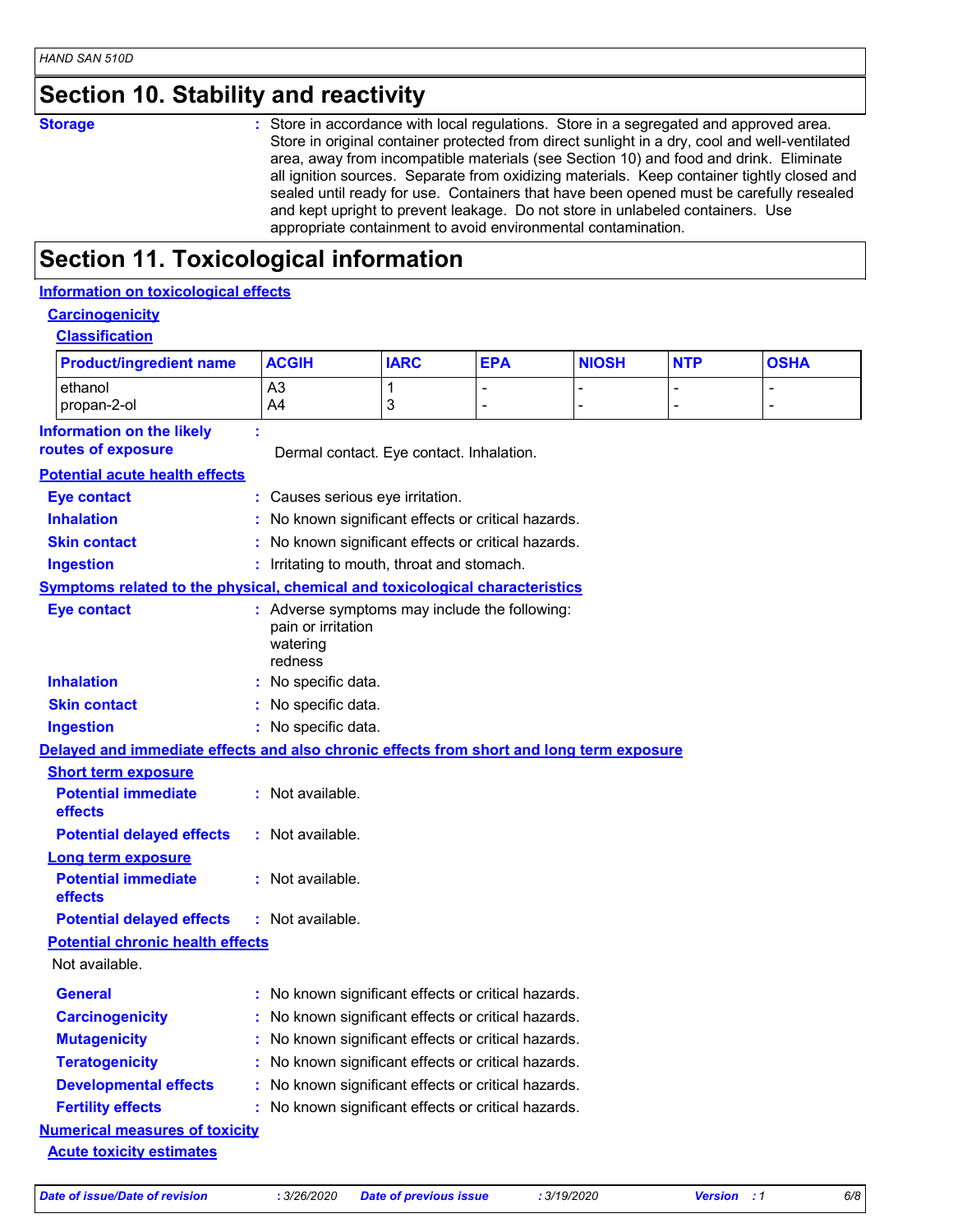## Section 10. Stability and reactivity

**Storage** : Store in accordance with local regulations. Store in a segregated and approved area. Store in original container protected from direct sunlight in a dry, cool and well-ventilated area, away from incompatible materials (see Section 10) and food and drink. Eliminate all ignition sources. Separate from oxidizing materials. Keep container tightly closed and sealed until ready for use. Containers that have been opened must be carefully resealed and kept upright to prevent leakage. Do not store in unlabeled containers. Use appropriate containment to avoid environmental contamination.

## Section 11. Toxicological information

### Information on toxicological effects

#### Carcinogenicity

##### Classification

| Product/ingredient name | ACGIH | IARC | EPA | NIOSH | NTP | OSHA |
|---|---|---|---|---|---|---|
| ethanol | A3 | 1 | - | - | - | - |
| propan-2-ol | A4 | 3 | - | - | - | - |

**Information on the likely routes of exposure** : Dermal contact. Eye contact. Inhalation.

#### Potential acute health effects

**Eye contact** : Causes serious eye irritation.

**Inhalation** : No known significant effects or critical hazards.

**Skin contact** : No known significant effects or critical hazards.

**Ingestion** : Irritating to mouth, throat and stomach.

#### Symptoms related to the physical, chemical and toxicological characteristics

**Eye contact** : Adverse symptoms may include the following:
pain or irritation
watering
redness

**Inhalation** : No specific data.

**Skin contact** : No specific data.

**Ingestion** : No specific data.

#### Delayed and immediate effects and also chronic effects from short and long term exposure

##### Short term exposure

**Potential immediate effects** : Not available.

**Potential delayed effects** : Not available.

##### Long term exposure

**Potential immediate effects** : Not available.

**Potential delayed effects** : Not available.

##### Potential chronic health effects

Not available.

**General** : No known significant effects or critical hazards.

**Carcinogenicity** : No known significant effects or critical hazards.

**Mutagenicity** : No known significant effects or critical hazards.

**Teratogenicity** : No known significant effects or critical hazards.

**Developmental effects** : No known significant effects or critical hazards.

**Fertility effects** : No known significant effects or critical hazards.

#### Numerical measures of toxicity

##### Acute toxicity estimates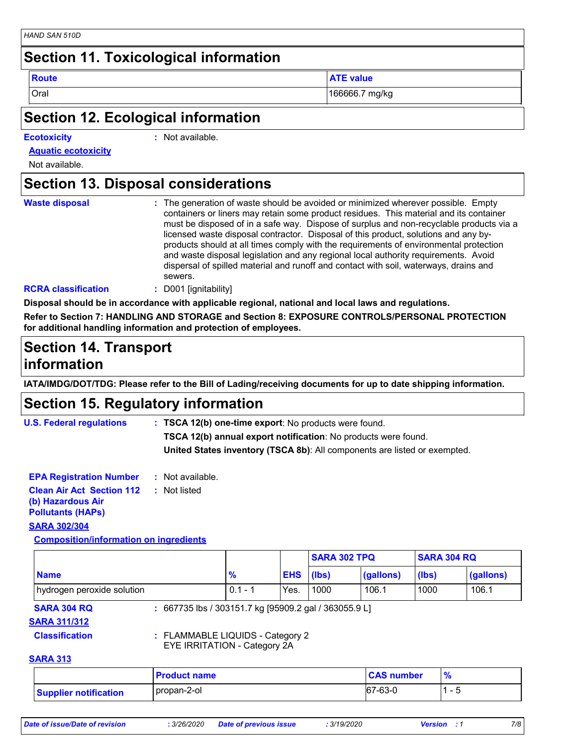## Section 11. Toxicological information

| Route | ATE value |
|---|---|
| Oral | 166666.7 mg/kg |

## Section 12. Ecological information

**Ecotoxicity** : Not available.

**Aquatic ecotoxicity**

Not available.

## Section 13. Disposal considerations

**Waste disposal** : The generation of waste should be avoided or minimized wherever possible. Empty containers or liners may retain some product residues. This material and its container must be disposed of in a safe way. Dispose of surplus and non-recyclable products via a licensed waste disposal contractor. Disposal of this product, solutions and any by-products should at all times comply with the requirements of environmental protection and waste disposal legislation and any regional local authority requirements. Avoid dispersal of spilled material and runoff and contact with soil, waterways, drains and sewers.

**RCRA classification** : D001 [ignitability]

**Disposal should be in accordance with applicable regional, national and local laws and regulations.**

**Refer to Section 7: HANDLING AND STORAGE and Section 8: EXPOSURE CONTROLS/PERSONAL PROTECTION for additional handling information and protection of employees.**

## Section 14. Transport information

**IATA/IMDG/DOT/TDG: Please refer to the Bill of Lading/receiving documents for up to date shipping information.**

## Section 15. Regulatory information

**U.S. Federal regulations** : **TSCA 12(b) one-time export**: No products were found.

**TSCA 12(b) annual export notification**: No products were found.

**United States inventory (TSCA 8b)**: All components are listed or exempted.

**EPA Registration Number** : Not available.

**Clean Air Act Section 112 (b) Hazardous Air Pollutants (HAPs)** : Not listed

**SARA 302/304**

**Composition/information on ingredients**

| | | | SARA 302 TPQ | | SARA 304 RQ | |
|---|---|---|---|---|---|---|
| Name | % | EHS | (lbs) | (gallons) | (lbs) | (gallons) |
| hydrogen peroxide solution | 0.1 - 1 | Yes. | 1000 | 106.1 | 1000 | 106.1 |

**SARA 304 RQ** : 667735 lbs / 303151.7 kg [95909.2 gal / 363055.9 L]

**SARA 311/312**

**Classification** : FLAMMABLE LIQUIDS - Category 2
EYE IRRITATION - Category 2A

**SARA 313**

| | Product name | CAS number | % |
|---|---|---|---|
| Supplier notification | propan-2-ol | 67-63-0 | 1 - 5 |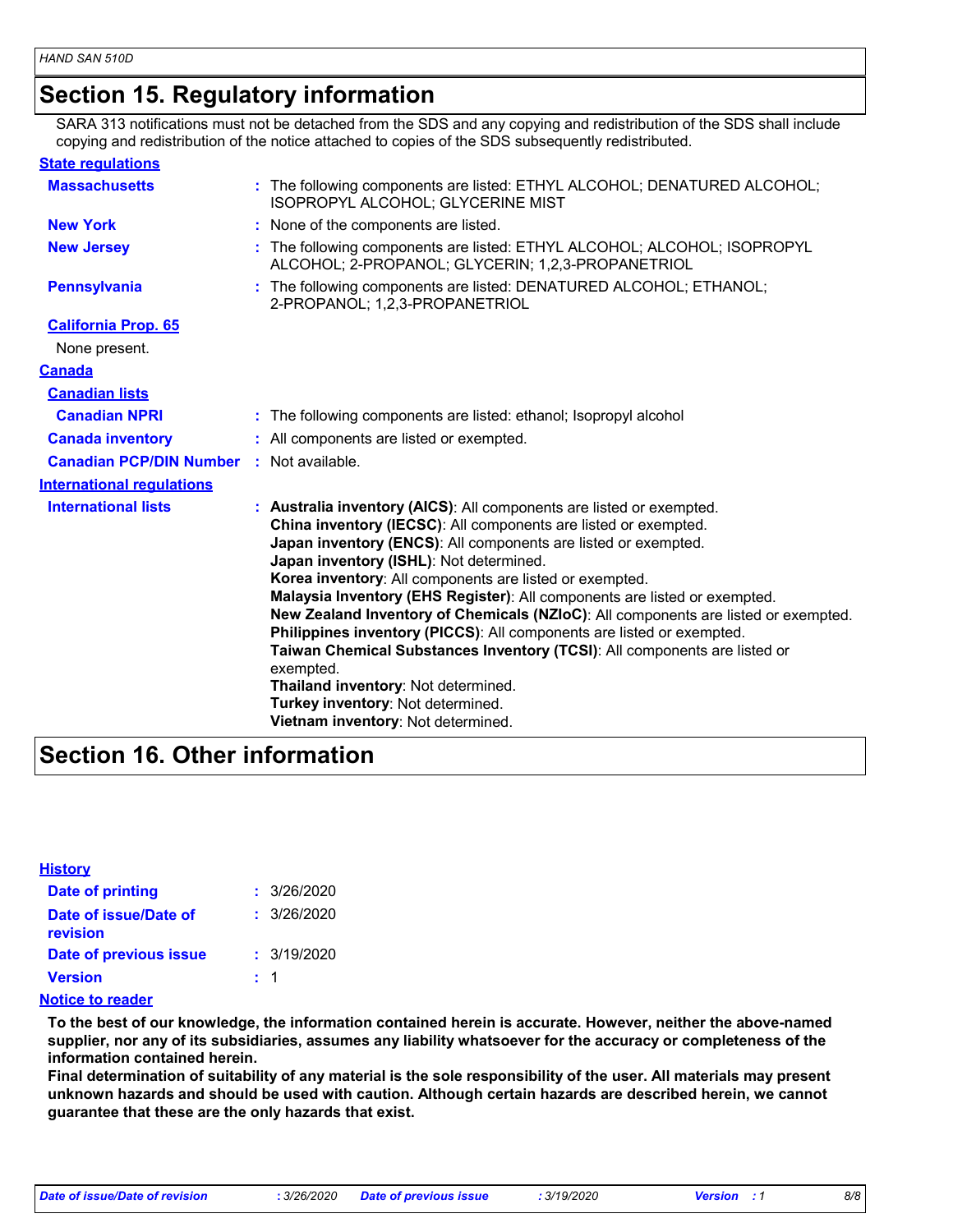# Section 15. Regulatory information

SARA 313 notifications must not be detached from the SDS and any copying and redistribution of the SDS shall include copying and redistribution of the notice attached to copies of the SDS subsequently redistributed.

**State regulations**

**Massachusetts** : The following components are listed: ETHYL ALCOHOL; DENATURED ALCOHOL; ISOPROPYL ALCOHOL; GLYCERINE MIST

**New York** : None of the components are listed.

**New Jersey** : The following components are listed: ETHYL ALCOHOL; ALCOHOL; ISOPROPYL ALCOHOL; 2-PROPANOL; GLYCERIN; 1,2,3-PROPANETRIOL

**Pennsylvania** : The following components are listed: DENATURED ALCOHOL; ETHANOL; 2-PROPANOL; 1,2,3-PROPANETRIOL

**California Prop. 65**

None present.

**Canada**

**Canadian lists**

**Canadian NPRI** : The following components are listed: ethanol; Isopropyl alcohol

**Canada inventory** : All components are listed or exempted.

**Canadian PCP/DIN Number** : Not available.

**International regulations**

**International lists** :

**Australia inventory (AICS)**: All components are listed or exempted.
**China inventory (IECSC)**: All components are listed or exempted.
**Japan inventory (ENCS)**: All components are listed or exempted.
**Japan inventory (ISHL)**: Not determined.
**Korea inventory**: All components are listed or exempted.
**Malaysia Inventory (EHS Register)**: All components are listed or exempted.
**New Zealand Inventory of Chemicals (NZIoC)**: All components are listed or exempted.
**Philippines inventory (PICCS)**: All components are listed or exempted.
**Taiwan Chemical Substances Inventory (TCSI)**: All components are listed or exempted.
**Thailand inventory**: Not determined.
**Turkey inventory**: Not determined.
**Vietnam inventory**: Not determined.

# Section 16. Other information

**History**

**Date of printing** : 3/26/2020

**Date of issue/Date of revision** : 3/26/2020

**Date of previous issue** : 3/19/2020

**Version** : 1

**Notice to reader**

**To the best of our knowledge, the information contained herein is accurate. However, neither the above-named supplier, nor any of its subsidiaries, assumes any liability whatsoever for the accuracy or completeness of the information contained herein.**

**Final determination of suitability of any material is the sole responsibility of the user. All materials may present unknown hazards and should be used with caution. Although certain hazards are described herein, we cannot guarantee that these are the only hazards that exist.**